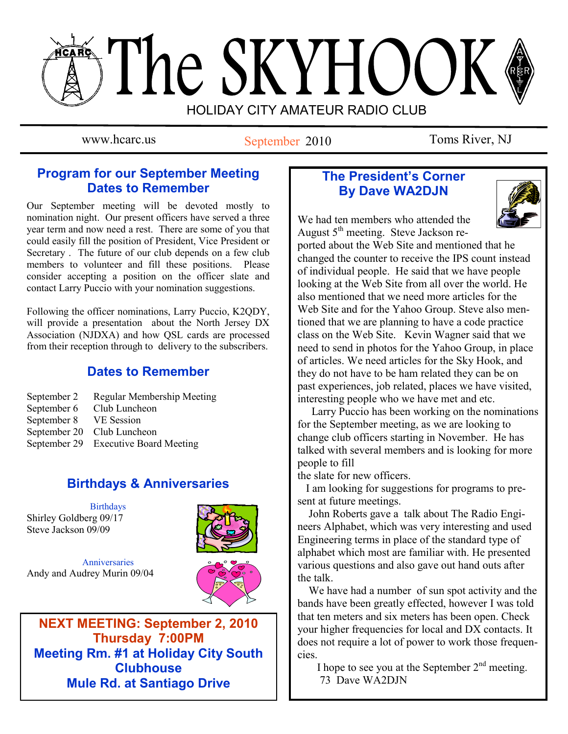# The SKYHOOK

HOLIDAY CITY AMATEUR RADIO CLUB

www.hcarc.us — September 2010 — Toms River, NJ

## Program for our September Meeting Dates to Remember

Our September meeting will be devoted mostly to nomination night. Our present officers have served a three year term and now need a rest. There are some of you that could easily fill the position of President, Vice President or Secretary . The future of our club depends on a few club members to volunteer and fill these positions. Please consider accepting a position on the officer slate and contact Larry Puccio with your nomination suggestions.

Following the officer nominations, Larry Puccio, K2QDY, will provide a presentation about the North Jersey DX Association (NJDXA) and how QSL cards are processed from their reception through to delivery to the subscribers.

## Dates to Remember

| | |
|---|---|
| September 2 | Regular Membership Meeting |
| September 6 | Club Luncheon |
| September 8 | VE Session |
| September 20 | Club Luncheon |
| September 29 | Executive Board Meeting |

## Birthdays & Anniversaries

**Birthdays**

Shirley Goldberg 09/17
Steve Jackson 09/09

**Anniversaries**

Andy and Audrey Murin 09/04

**NEXT MEETING: September 2, 2010**
**Thursday 7:00PM**
**Meeting Rm. #1 at Holiday City South Clubhouse**
**Mule Rd. at Santiago Drive**

## The President's Corner By Dave WA2DJN

We had ten members who attended the August 5th meeting. Steve Jackson reported about the Web Site and mentioned that he changed the counter to receive the IPS count instead of individual people. He said that we have people looking at the Web Site from all over the world. He also mentioned that we need more articles for the Web Site and for the Yahoo Group. Steve also mentioned that we are planning to have a code practice class on the Web Site. Kevin Wagner said that we need to send in photos for the Yahoo Group, in place of articles. We need articles for the Sky Hook, and they do not have to be ham related they can be on past experiences, job related, places we have visited, interesting people who we have met and etc.

Larry Puccio has been working on the nominations for the September meeting, as we are looking to change club officers starting in November. He has talked with several members and is looking for more people to fill the slate for new officers.

I am looking for suggestions for programs to present at future meetings.

John Roberts gave a talk about The Radio Engineers Alphabet, which was very interesting and used Engineering terms in place of the standard type of alphabet which most are familiar with. He presented various questions and also gave out hand outs after the talk.

We have had a number of sun spot activity and the bands have been greatly effected, however I was told that ten meters and six meters has been open. Check your higher frequencies for local and DX contacts. It does not require a lot of power to work those frequencies.

I hope to see you at the September 2nd meeting.
73 Dave WA2DJN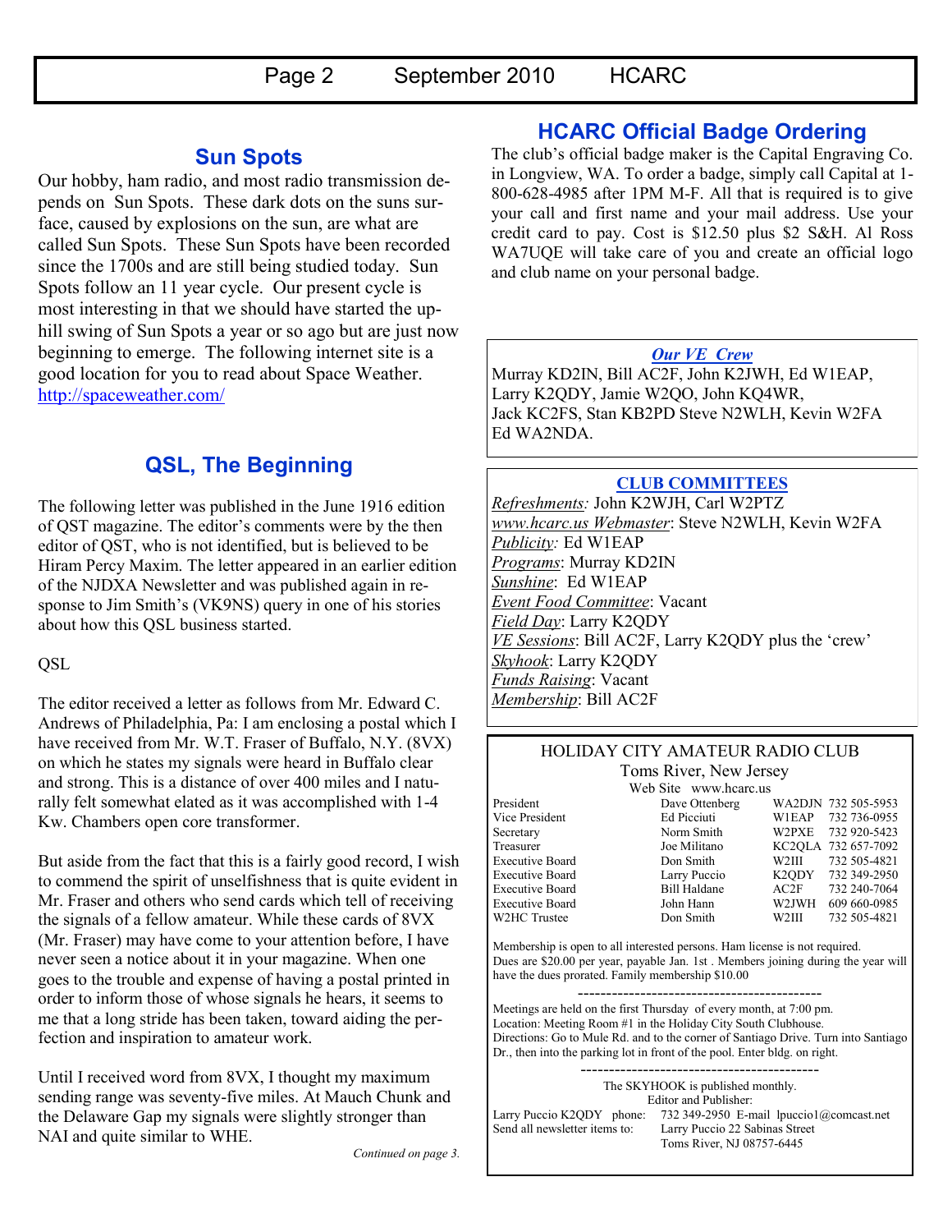## Sun Spots

Our hobby, ham radio, and most radio transmission depends on Sun Spots. These dark dots on the suns surface, caused by explosions on the sun, are what are called Sun Spots. These Sun Spots have been recorded since the 1700s and are still being studied today. Sun Spots follow an 11 year cycle. Our present cycle is most interesting in that we should have started the uphill swing of Sun Spots a year or so ago but are just now beginning to emerge. The following internet site is a good location for you to read about Space Weather. http://spaceweather.com/

## QSL, The Beginning

The following letter was published in the June 1916 edition of QST magazine. The editor's comments were by the then editor of QST, who is not identified, but is believed to be Hiram Percy Maxim. The letter appeared in an earlier edition of the NJDXA Newsletter and was published again in response to Jim Smith's (VK9NS) query in one of his stories about how this QSL business started.

QSL

The editor received a letter as follows from Mr. Edward C. Andrews of Philadelphia, Pa: I am enclosing a postal which I have received from Mr. W.T. Fraser of Buffalo, N.Y. (8VX) on which he states my signals were heard in Buffalo clear and strong. This is a distance of over 400 miles and I naturally felt somewhat elated as it was accomplished with 1-4 Kw. Chambers open core transformer.

But aside from the fact that this is a fairly good record, I wish to commend the spirit of unselfishness that is quite evident in Mr. Fraser and others who send cards which tell of receiving the signals of a fellow amateur. While these cards of 8VX (Mr. Fraser) may have come to your attention before, I have never seen a notice about it in your magazine. When one goes to the trouble and expense of having a postal printed in order to inform those of whose signals he hears, it seems to me that a long stride has been taken, toward aiding the perfection and inspiration to amateur work.

Until I received word from 8VX, I thought my maximum sending range was seventy-five miles. At Mauch Chunk and the Delaware Gap my signals were slightly stronger than NAI and quite similar to WHE.

*Continued on page 3.*

## HCARC Official Badge Ordering

The club's official badge maker is the Capital Engraving Co. in Longview, WA. To order a badge, simply call Capital at 1-800-628-4985 after 1PM M-F. All that is required is to give your call and first name and your mail address. Use your credit card to pay. Cost is $12.50 plus $2 S&H. Al Ross WA7UQE will take care of you and create an official logo and club name on your personal badge.

### *Our VE Crew*

Murray KD2IN, Bill AC2F, John K2JWH, Ed W1EAP, Larry K2QDY, Jamie W2QO, John KQ4WR, Jack KC2FS, Stan KB2PD Steve N2WLH, Kevin W2FA Ed WA2NDA.

### CLUB COMMITTEES

*Refreshments:* John K2WJH, Carl W2PTZ
*www.hcarc.us Webmaster*: Steve N2WLH, Kevin W2FA
*Publicity:* Ed W1EAP
*Programs*: Murray KD2IN
*Sunshine*: Ed W1EAP
*Event Food Committee*: Vacant
*Field Day*: Larry K2QDY
*VE Sessions*: Bill AC2F, Larry K2QDY plus the 'crew'
*Skyhook*: Larry K2QDY
*Funds Raising*: Vacant
*Membership*: Bill AC2F

### HOLIDAY CITY AMATEUR RADIO CLUB

Toms River, New Jersey
Web Site www.hcarc.us

| Position | Name | Call | Phone |
|---|---|---|---|
| President | Dave Ottenberg | WA2DJN | 732 505-5953 |
| Vice President | Ed Picciuti | W1EAP | 732 736-0955 |
| Secretary | Norm Smith | W2PXE | 732 920-5423 |
| Treasurer | Joe Militano | KC2QLA | 732 657-7092 |
| Executive Board | Don Smith | W2III | 732 505-4821 |
| Executive Board | Larry Puccio | K2QDY | 732 349-2950 |
| Executive Board | Bill Haldane | AC2F | 732 240-7064 |
| Executive Board | John Hann | W2JWH | 609 660-0985 |
| W2HC Trustee | Don Smith | W2III | 732 505-4821 |

Membership is open to all interested persons. Ham license is not required. Dues are $20.00 per year, payable Jan. 1st . Members joining during the year will have the dues prorated. Family membership $10.00

-------------------------------------------

Meetings are held on the first Thursday of every month, at 7:00 pm.
Location: Meeting Room #1 in the Holiday City South Clubhouse.
Directions: Go to Mule Rd. and to the corner of Santiago Drive. Turn into Santiago Dr., then into the parking lot in front of the pool. Enter bldg. on right.

-------------------------------------------

The SKYHOOK is published monthly.
Editor and Publisher:
Larry Puccio K2QDY phone: 732 349-2950 E-mail lpuccio1@comcast.net
Send all newsletter items to: Larry Puccio 22 Sabinas Street
Toms River, NJ 08757-6445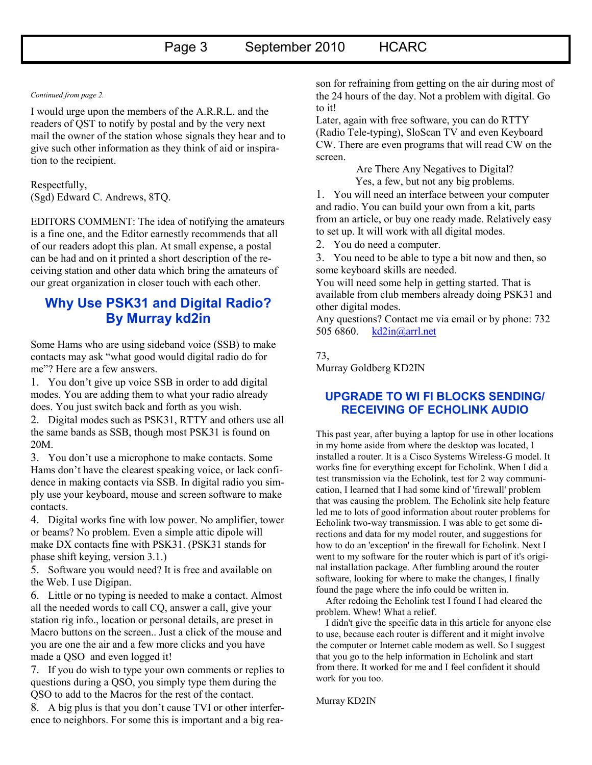*Continued from page 2.*

I would urge upon the members of the A.R.R.L. and the readers of QST to notify by postal and by the very next mail the owner of the station whose signals they hear and to give such other information as they think of aid or inspiration to the recipient.

Respectfully,
(Sgd) Edward C. Andrews, 8TQ.

EDITORS COMMENT: The idea of notifying the amateurs is a fine one, and the Editor earnestly recommends that all of our readers adopt this plan. At small expense, a postal can be had and on it printed a short description of the receiving station and other data which bring the amateurs of our great organization in closer touch with each other.

## Why Use PSK31 and Digital Radio? By Murray kd2in

Some Hams who are using sideband voice (SSB) to make contacts may ask "what good would digital radio do for me"? Here are a few answers.

1. You don't give up voice SSB in order to add digital modes. You are adding them to what your radio already does. You just switch back and forth as you wish.
2. Digital modes such as PSK31, RTTY and others use all the same bands as SSB, though most PSK31 is found on 20M.
3. You don't use a microphone to make contacts. Some Hams don't have the clearest speaking voice, or lack confidence in making contacts via SSB. In digital radio you simply use your keyboard, mouse and screen software to make contacts.
4. Digital works fine with low power. No amplifier, tower or beams? No problem. Even a simple attic dipole will make DX contacts fine with PSK31. (PSK31 stands for phase shift keying, version 3.1.)
5. Software you would need? It is free and available on the Web. I use Digipan.
6. Little or no typing is needed to make a contact. Almost all the needed words to call CQ, answer a call, give your station rig info., location or personal details, are preset in Macro buttons on the screen.. Just a click of the mouse and you are one the air and a few more clicks and you have made a QSO and even logged it!
7. If you do wish to type your own comments or replies to questions during a QSO, you simply type them during the QSO to add to the Macros for the rest of the contact.
8. A big plus is that you don't cause TVI or other interference to neighbors. For some this is important and a big reason for refraining from getting on the air during most of the 24 hours of the day. Not a problem with digital. Go to it!

Later, again with free software, you can do RTTY (Radio Tele-typing), SloScan TV and even Keyboard CW. There are even programs that will read CW on the screen.

Are There Any Negatives to Digital?
Yes, a few, but not any big problems.

1. You will need an interface between your computer and radio. You can build your own from a kit, parts from an article, or buy one ready made. Relatively easy to set up. It will work with all digital modes.
2. You do need a computer.
3. You need to be able to type a bit now and then, so some keyboard skills are needed.

You will need some help in getting started. That is available from club members already doing PSK31 and other digital modes.

Any questions? Contact me via email or by phone: 732 505 6860. kd2in@arrl.net

73,
Murray Goldberg KD2IN

## UPGRADE TO WI FI BLOCKS SENDING/ RECEIVING OF ECHOLINK AUDIO

This past year, after buying a laptop for use in other locations in my home aside from where the desktop was located, I installed a router. It is a Cisco Systems Wireless-G model. It works fine for everything except for Echolink. When I did a test transmission via the Echolink, test for 2 way communication, I learned that I had some kind of 'firewall' problem that was causing the problem. The Echolink site help feature led me to lots of good information about router problems for Echolink two-way transmission. I was able to get some directions and data for my model router, and suggestions for how to do an 'exception' in the firewall for Echolink. Next I went to my software for the router which is part of it's original installation package. After fumbling around the router software, looking for where to make the changes, I finally found the page where the info could be written in.

After redoing the Echolink test I found I had cleared the problem. Whew! What a relief.

I didn't give the specific data in this article for anyone else to use, because each router is different and it might involve the computer or Internet cable modem as well. So I suggest that you go to the help information in Echolink and start from there. It worked for me and I feel confident it should work for you too.

Murray KD2IN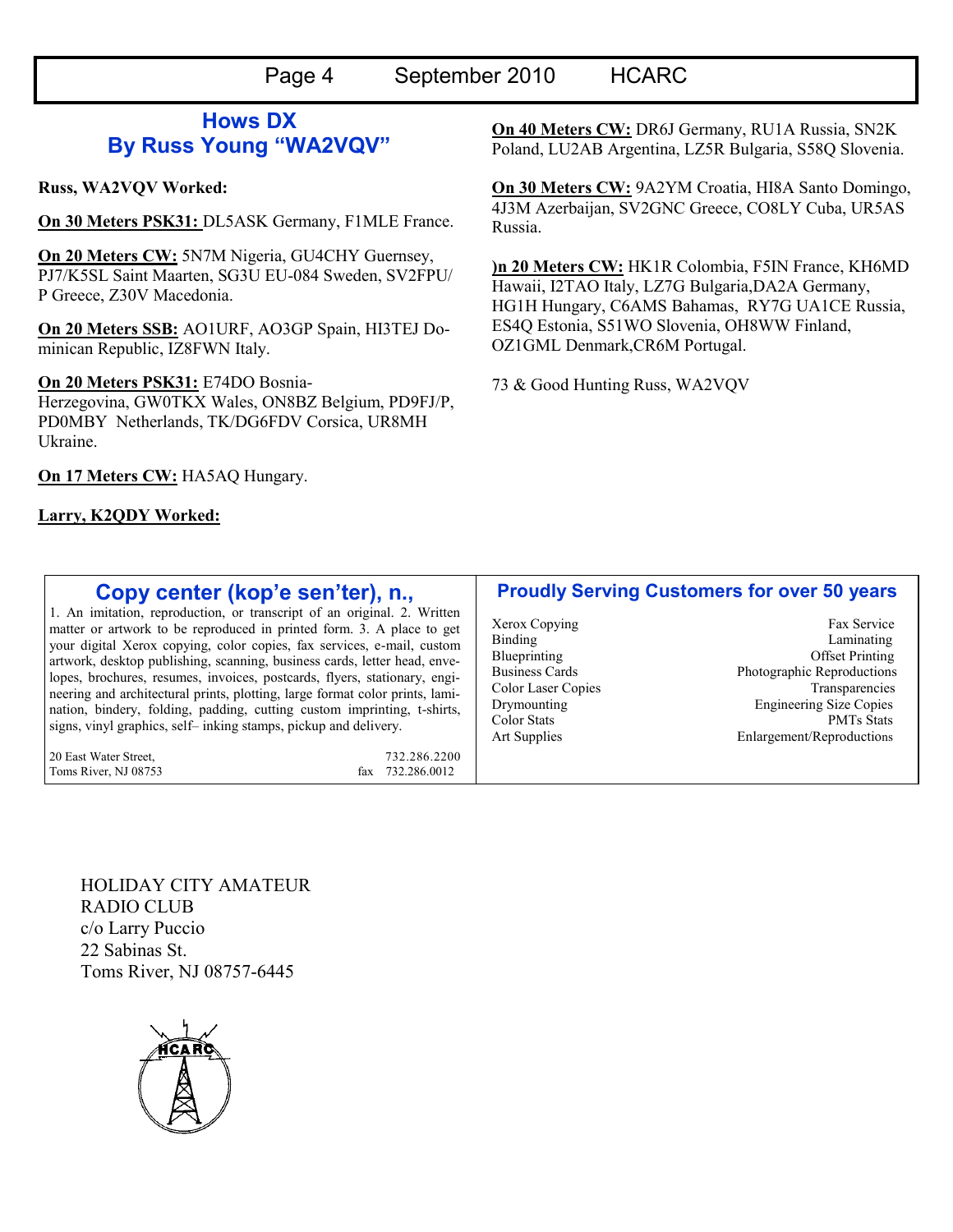## Hows DX
## By Russ Young "WA2VQV"

**Russ, WA2VQV Worked:**

**On 30 Meters PSK31:** DL5ASK Germany, F1MLE France.

**On 20 Meters CW:** 5N7M Nigeria, GU4CHY Guernsey, PJ7/K5SL Saint Maarten, SG3U EU-084 Sweden, SV2FPU/P Greece, Z30V Macedonia.

**On 20 Meters SSB:** AO1URF, AO3GP Spain, HI3TEJ Dominican Republic, IZ8FWN Italy.

**On 20 Meters PSK31:** E74DO Bosnia-Herzegovina, GW0TKX Wales, ON8BZ Belgium, PD9FJ/P, PD0MBY Netherlands, TK/DG6FDV Corsica, UR8MH Ukraine.

**On 17 Meters CW:** HA5AQ Hungary.

**Larry, K2QDY Worked:**

**On 40 Meters CW:** DR6J Germany, RU1A Russia, SN2K Poland, LU2AB Argentina, LZ5R Bulgaria, S58Q Slovenia.

**On 30 Meters CW:** 9A2YM Croatia, HI8A Santo Domingo, 4J3M Azerbaijan, SV2GNC Greece, CO8LY Cuba, UR5AS Russia.

**)n 20 Meters CW:** HK1R Colombia, F5IN France, KH6MD Hawaii, I2TAO Italy, LZ7G Bulgaria,DA2A Germany, HG1H Hungary, C6AMS Bahamas, RY7G UA1CE Russia, ES4Q Estonia, S51WO Slovenia, OH8WW Finland, OZ1GML Denmark,CR6M Portugal.

73 & Good Hunting Russ, WA2VQV

---

### Copy center (kop'e sen'ter), n.,

1. An imitation, reproduction, or transcript of an original. 2. Written matter or artwork to be reproduced in printed form. 3. A place to get your digital Xerox copying, color copies, fax services, e-mail, custom artwork, desktop publishing, scanning, business cards, letter head, envelopes, brochures, resumes, invoices, postcards, flyers, stationary, engineering and architectural prints, plotting, large format color prints, lamination, bindery, folding, padding, cutting custom imprinting, t-shirts, signs, vinyl graphics, self– inking stamps, pickup and delivery.

20 East Water Street,
Toms River, NJ 08753

732.286.2200
fax 732.286.0012

### Proudly Serving Customers for over 50 years

| | |
|---|---|
| Xerox Copying | Fax Service |
| Binding | Laminating |
| Blueprinting | Offset Printing |
| Business Cards | Photographic Reproductions |
| Color Laser Copies | Transparencies |
| Drymounting | Engineering Size Copies |
| Color Stats | PMTs Stats |
| Art Supplies | Enlargement/Reproductions |

---

HOLIDAY CITY AMATEUR
RADIO CLUB
c/o Larry Puccio
22 Sabinas St.
Toms River, NJ 08757-6445

HCARC